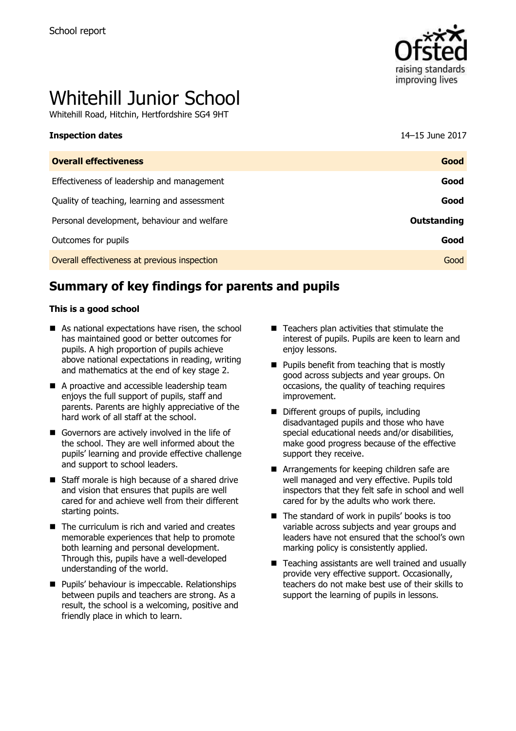School report

# Whitehill Junior School

Whitehill Road, Hitchin, Hertfordshire SG4 9HT

| **Inspection dates** | 14–15 June 2017 |
| --- | --- |
| **Overall effectiveness** | **Good** |
| Effectiveness of leadership and management | **Good** |
| Quality of teaching, learning and assessment | **Good** |
| Personal development, behaviour and welfare | **Outstanding** |
| Outcomes for pupils | **Good** |
| Overall effectiveness at previous inspection | Good |

## Summary of key findings for parents and pupils

**This is a good school**

- As national expectations have risen, the school has maintained good or better outcomes for pupils. A high proportion of pupils achieve above national expectations in reading, writing and mathematics at the end of key stage 2.
- A proactive and accessible leadership team enjoys the full support of pupils, staff and parents. Parents are highly appreciative of the hard work of all staff at the school.
- Governors are actively involved in the life of the school. They are well informed about the pupils' learning and provide effective challenge and support to school leaders.
- Staff morale is high because of a shared drive and vision that ensures that pupils are well cared for and achieve well from their different starting points.
- The curriculum is rich and varied and creates memorable experiences that help to promote both learning and personal development. Through this, pupils have a well-developed understanding of the world.
- Pupils' behaviour is impeccable. Relationships between pupils and teachers are strong. As a result, the school is a welcoming, positive and friendly place in which to learn.
- Teachers plan activities that stimulate the interest of pupils. Pupils are keen to learn and enjoy lessons.
- Pupils benefit from teaching that is mostly good across subjects and year groups. On occasions, the quality of teaching requires improvement.
- Different groups of pupils, including disadvantaged pupils and those who have special educational needs and/or disabilities, make good progress because of the effective support they receive.
- Arrangements for keeping children safe are well managed and very effective. Pupils told inspectors that they felt safe in school and well cared for by the adults who work there.
- The standard of work in pupils' books is too variable across subjects and year groups and leaders have not ensured that the school's own marking policy is consistently applied.
- Teaching assistants are well trained and usually provide very effective support. Occasionally, teachers do not make best use of their skills to support the learning of pupils in lessons.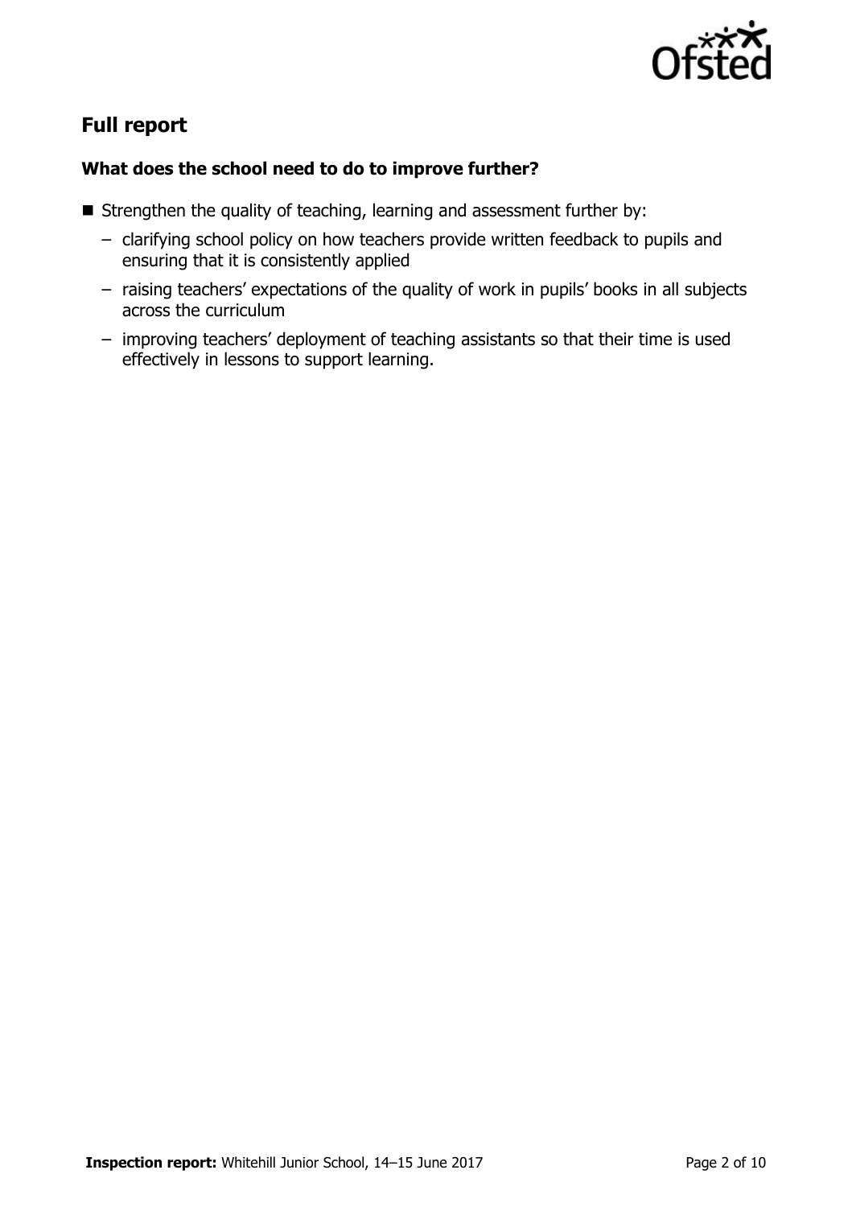## Full report

### What does the school need to do to improve further?

- Strengthen the quality of teaching, learning and assessment further by:
  - clarifying school policy on how teachers provide written feedback to pupils and ensuring that it is consistently applied
  - raising teachers' expectations of the quality of work in pupils' books in all subjects across the curriculum
  - improving teachers' deployment of teaching assistants so that their time is used effectively in lessons to support learning.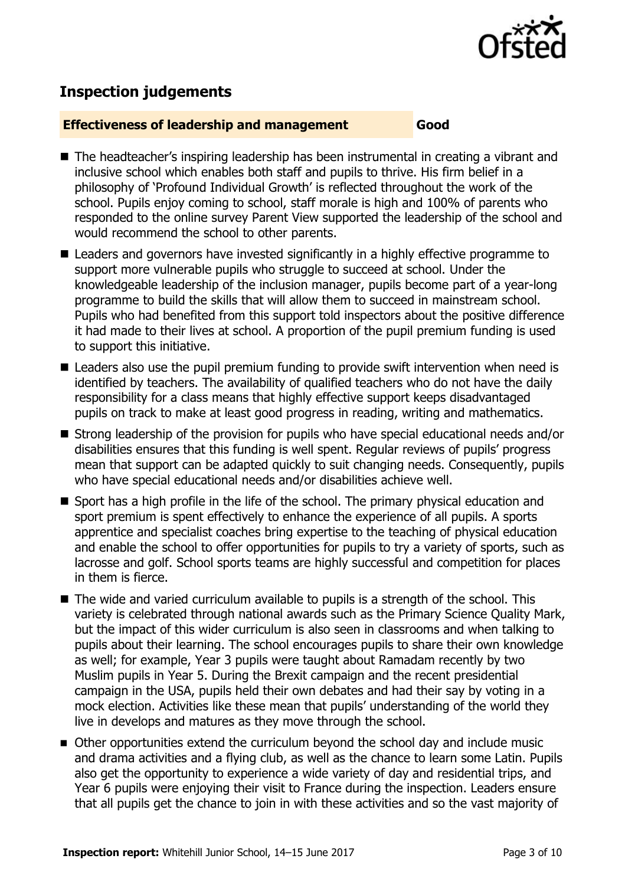## Inspection judgements

**Effectiveness of leadership and management** **Good**

- The headteacher's inspiring leadership has been instrumental in creating a vibrant and inclusive school which enables both staff and pupils to thrive. His firm belief in a philosophy of 'Profound Individual Growth' is reflected throughout the work of the school. Pupils enjoy coming to school, staff morale is high and 100% of parents who responded to the online survey Parent View supported the leadership of the school and would recommend the school to other parents.
- Leaders and governors have invested significantly in a highly effective programme to support more vulnerable pupils who struggle to succeed at school. Under the knowledgeable leadership of the inclusion manager, pupils become part of a year-long programme to build the skills that will allow them to succeed in mainstream school. Pupils who had benefited from this support told inspectors about the positive difference it had made to their lives at school. A proportion of the pupil premium funding is used to support this initiative.
- Leaders also use the pupil premium funding to provide swift intervention when need is identified by teachers. The availability of qualified teachers who do not have the daily responsibility for a class means that highly effective support keeps disadvantaged pupils on track to make at least good progress in reading, writing and mathematics.
- Strong leadership of the provision for pupils who have special educational needs and/or disabilities ensures that this funding is well spent. Regular reviews of pupils' progress mean that support can be adapted quickly to suit changing needs. Consequently, pupils who have special educational needs and/or disabilities achieve well.
- Sport has a high profile in the life of the school. The primary physical education and sport premium is spent effectively to enhance the experience of all pupils. A sports apprentice and specialist coaches bring expertise to the teaching of physical education and enable the school to offer opportunities for pupils to try a variety of sports, such as lacrosse and golf. School sports teams are highly successful and competition for places in them is fierce.
- The wide and varied curriculum available to pupils is a strength of the school. This variety is celebrated through national awards such as the Primary Science Quality Mark, but the impact of this wider curriculum is also seen in classrooms and when talking to pupils about their learning. The school encourages pupils to share their own knowledge as well; for example, Year 3 pupils were taught about Ramadam recently by two Muslim pupils in Year 5. During the Brexit campaign and the recent presidential campaign in the USA, pupils held their own debates and had their say by voting in a mock election. Activities like these mean that pupils' understanding of the world they live in develops and matures as they move through the school.
- Other opportunities extend the curriculum beyond the school day and include music and drama activities and a flying club, as well as the chance to learn some Latin. Pupils also get the opportunity to experience a wide variety of day and residential trips, and Year 6 pupils were enjoying their visit to France during the inspection. Leaders ensure that all pupils get the chance to join in with these activities and so the vast majority of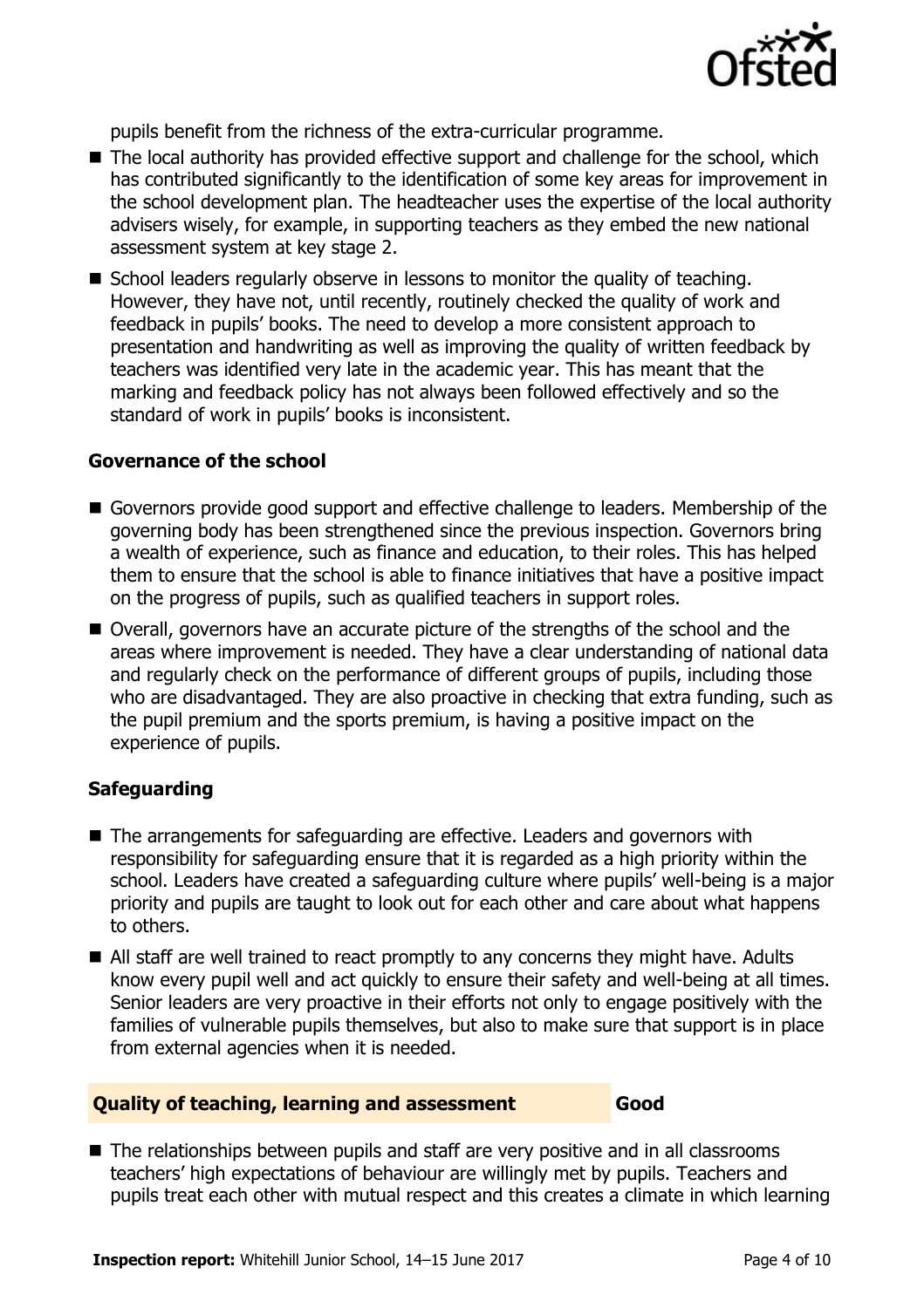pupils benefit from the richness of the extra-curricular programme.

- The local authority has provided effective support and challenge for the school, which has contributed significantly to the identification of some key areas for improvement in the school development plan. The headteacher uses the expertise of the local authority advisers wisely, for example, in supporting teachers as they embed the new national assessment system at key stage 2.
- School leaders regularly observe in lessons to monitor the quality of teaching. However, they have not, until recently, routinely checked the quality of work and feedback in pupils' books. The need to develop a more consistent approach to presentation and handwriting as well as improving the quality of written feedback by teachers was identified very late in the academic year. This has meant that the marking and feedback policy has not always been followed effectively and so the standard of work in pupils' books is inconsistent.

### Governance of the school

- Governors provide good support and effective challenge to leaders. Membership of the governing body has been strengthened since the previous inspection. Governors bring a wealth of experience, such as finance and education, to their roles. This has helped them to ensure that the school is able to finance initiatives that have a positive impact on the progress of pupils, such as qualified teachers in support roles.
- Overall, governors have an accurate picture of the strengths of the school and the areas where improvement is needed. They have a clear understanding of national data and regularly check on the performance of different groups of pupils, including those who are disadvantaged. They are also proactive in checking that extra funding, such as the pupil premium and the sports premium, is having a positive impact on the experience of pupils.

### Safeguarding

- The arrangements for safeguarding are effective. Leaders and governors with responsibility for safeguarding ensure that it is regarded as a high priority within the school. Leaders have created a safeguarding culture where pupils' well-being is a major priority and pupils are taught to look out for each other and care about what happens to others.
- All staff are well trained to react promptly to any concerns they might have. Adults know every pupil well and act quickly to ensure their safety and well-being at all times. Senior leaders are very proactive in their efforts not only to engage positively with the families of vulnerable pupils themselves, but also to make sure that support is in place from external agencies when it is needed.

## Quality of teaching, learning and assessment — Good

- The relationships between pupils and staff are very positive and in all classrooms teachers' high expectations of behaviour are willingly met by pupils. Teachers and pupils treat each other with mutual respect and this creates a climate in which learning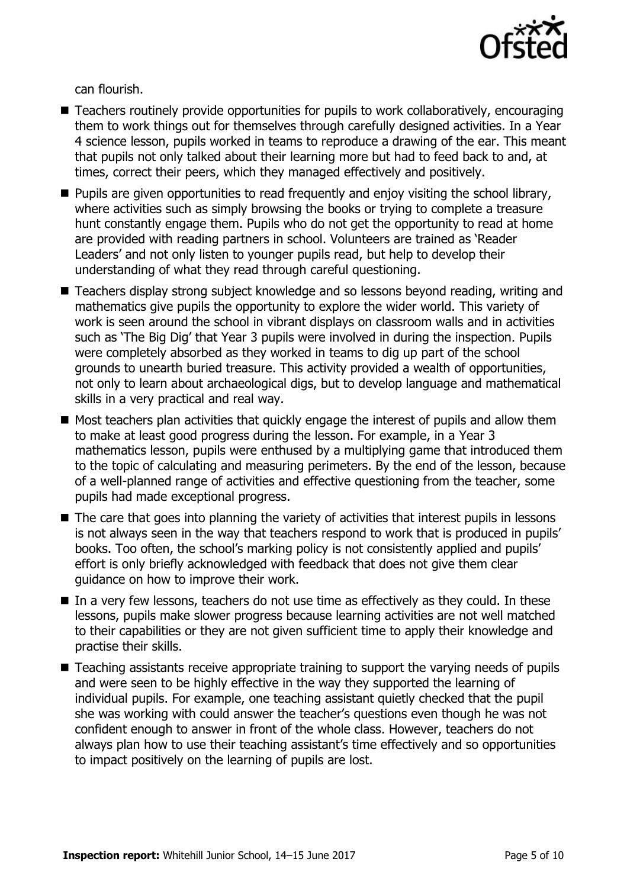can flourish.

- Teachers routinely provide opportunities for pupils to work collaboratively, encouraging them to work things out for themselves through carefully designed activities. In a Year 4 science lesson, pupils worked in teams to reproduce a drawing of the ear. This meant that pupils not only talked about their learning more but had to feed back to and, at times, correct their peers, which they managed effectively and positively.
- Pupils are given opportunities to read frequently and enjoy visiting the school library, where activities such as simply browsing the books or trying to complete a treasure hunt constantly engage them. Pupils who do not get the opportunity to read at home are provided with reading partners in school. Volunteers are trained as 'Reader Leaders' and not only listen to younger pupils read, but help to develop their understanding of what they read through careful questioning.
- Teachers display strong subject knowledge and so lessons beyond reading, writing and mathematics give pupils the opportunity to explore the wider world. This variety of work is seen around the school in vibrant displays on classroom walls and in activities such as 'The Big Dig' that Year 3 pupils were involved in during the inspection. Pupils were completely absorbed as they worked in teams to dig up part of the school grounds to unearth buried treasure. This activity provided a wealth of opportunities, not only to learn about archaeological digs, but to develop language and mathematical skills in a very practical and real way.
- Most teachers plan activities that quickly engage the interest of pupils and allow them to make at least good progress during the lesson. For example, in a Year 3 mathematics lesson, pupils were enthused by a multiplying game that introduced them to the topic of calculating and measuring perimeters. By the end of the lesson, because of a well-planned range of activities and effective questioning from the teacher, some pupils had made exceptional progress.
- The care that goes into planning the variety of activities that interest pupils in lessons is not always seen in the way that teachers respond to work that is produced in pupils' books. Too often, the school's marking policy is not consistently applied and pupils' effort is only briefly acknowledged with feedback that does not give them clear guidance on how to improve their work.
- In a very few lessons, teachers do not use time as effectively as they could. In these lessons, pupils make slower progress because learning activities are not well matched to their capabilities or they are not given sufficient time to apply their knowledge and practise their skills.
- Teaching assistants receive appropriate training to support the varying needs of pupils and were seen to be highly effective in the way they supported the learning of individual pupils. For example, one teaching assistant quietly checked that the pupil she was working with could answer the teacher's questions even though he was not confident enough to answer in front of the whole class. However, teachers do not always plan how to use their teaching assistant's time effectively and so opportunities to impact positively on the learning of pupils are lost.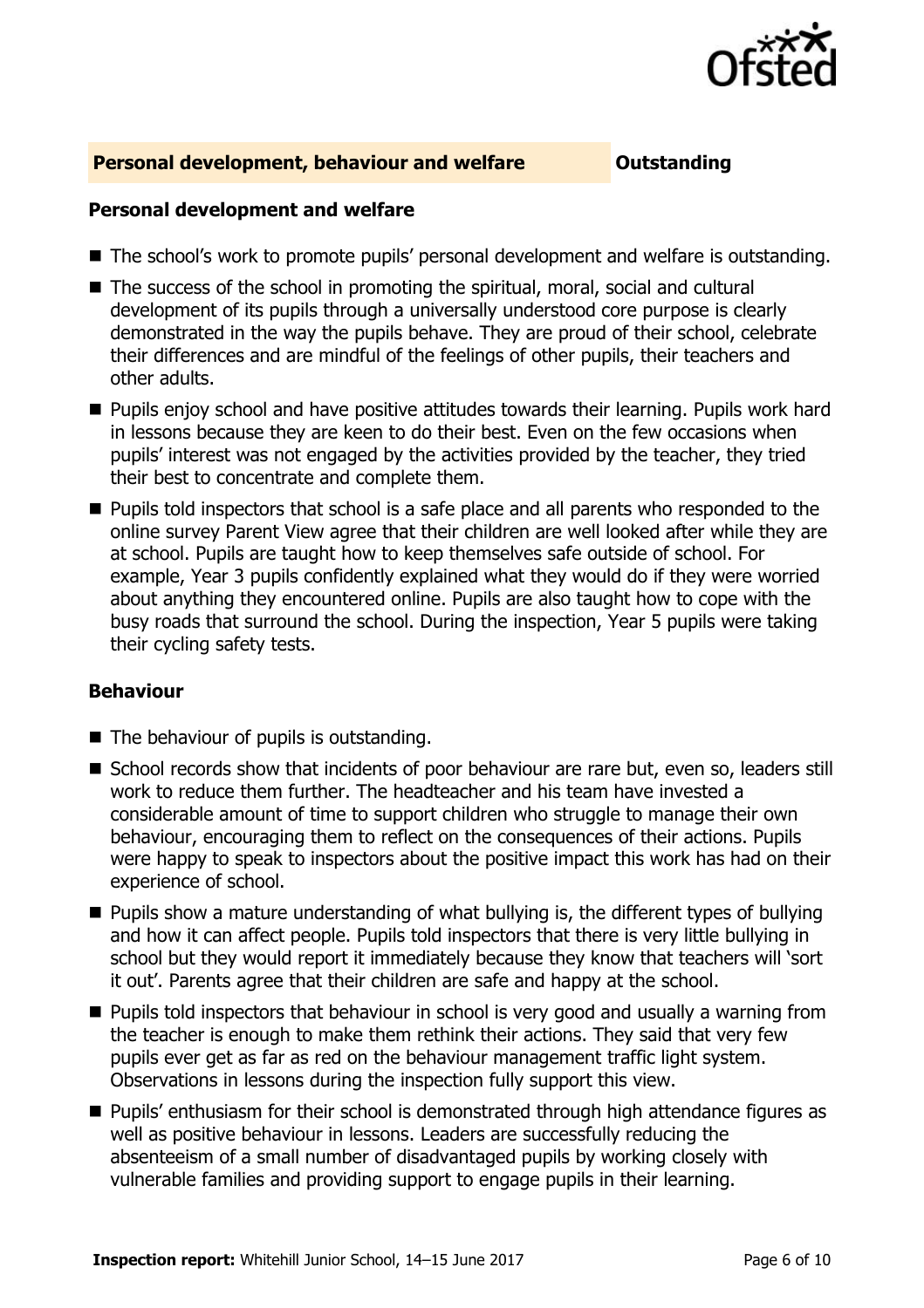## Personal development, behaviour and welfare — Outstanding

### Personal development and welfare

- The school's work to promote pupils' personal development and welfare is outstanding.
- The success of the school in promoting the spiritual, moral, social and cultural development of its pupils through a universally understood core purpose is clearly demonstrated in the way the pupils behave. They are proud of their school, celebrate their differences and are mindful of the feelings of other pupils, their teachers and other adults.
- Pupils enjoy school and have positive attitudes towards their learning. Pupils work hard in lessons because they are keen to do their best. Even on the few occasions when pupils' interest was not engaged by the activities provided by the teacher, they tried their best to concentrate and complete them.
- Pupils told inspectors that school is a safe place and all parents who responded to the online survey Parent View agree that their children are well looked after while they are at school. Pupils are taught how to keep themselves safe outside of school. For example, Year 3 pupils confidently explained what they would do if they were worried about anything they encountered online. Pupils are also taught how to cope with the busy roads that surround the school. During the inspection, Year 5 pupils were taking their cycling safety tests.

### Behaviour

- The behaviour of pupils is outstanding.
- School records show that incidents of poor behaviour are rare but, even so, leaders still work to reduce them further. The headteacher and his team have invested a considerable amount of time to support children who struggle to manage their own behaviour, encouraging them to reflect on the consequences of their actions. Pupils were happy to speak to inspectors about the positive impact this work has had on their experience of school.
- Pupils show a mature understanding of what bullying is, the different types of bullying and how it can affect people. Pupils told inspectors that there is very little bullying in school but they would report it immediately because they know that teachers will 'sort it out'. Parents agree that their children are safe and happy at the school.
- Pupils told inspectors that behaviour in school is very good and usually a warning from the teacher is enough to make them rethink their actions. They said that very few pupils ever get as far as red on the behaviour management traffic light system. Observations in lessons during the inspection fully support this view.
- Pupils' enthusiasm for their school is demonstrated through high attendance figures as well as positive behaviour in lessons. Leaders are successfully reducing the absenteeism of a small number of disadvantaged pupils by working closely with vulnerable families and providing support to engage pupils in their learning.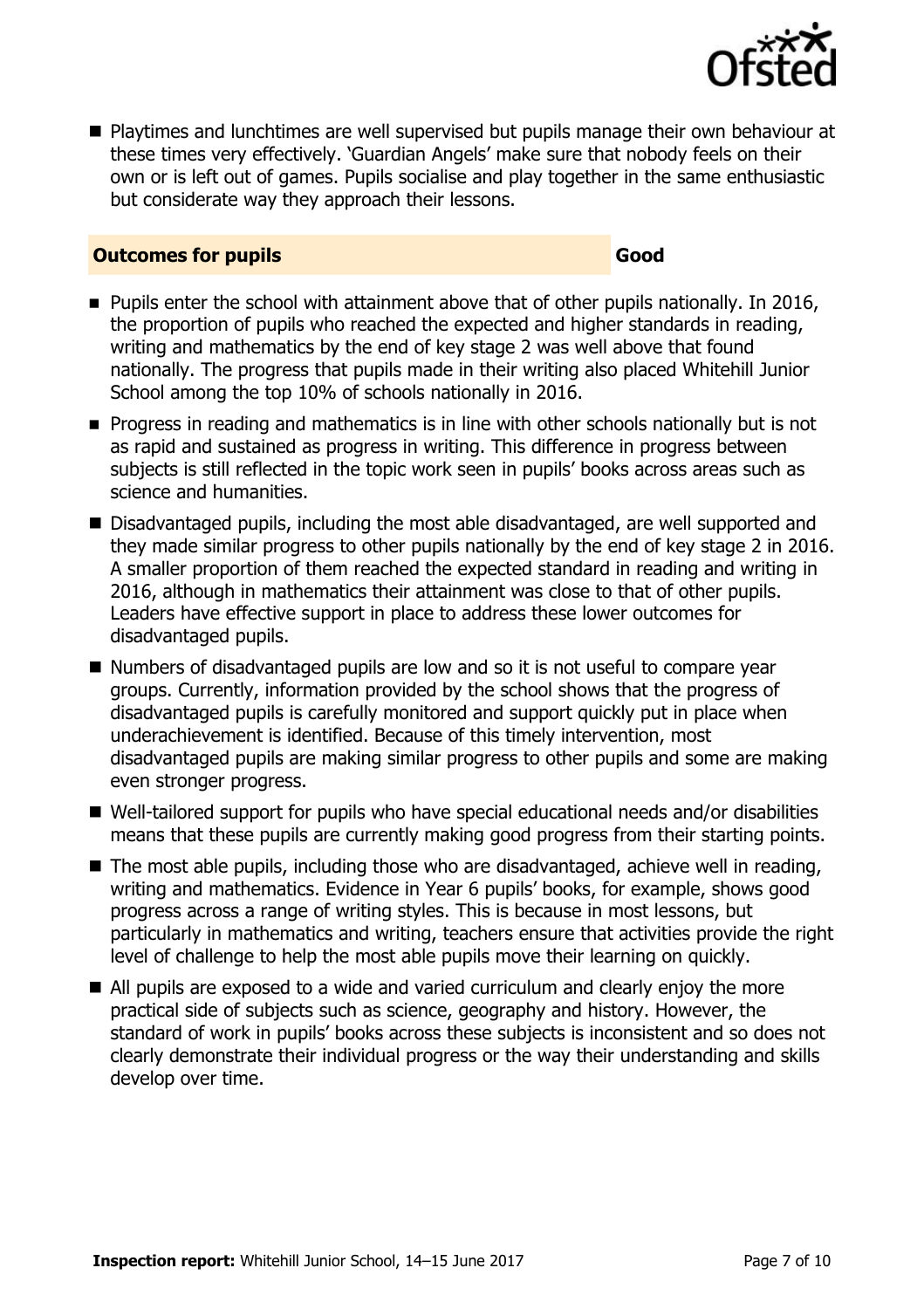- Playtimes and lunchtimes are well supervised but pupils manage their own behaviour at these times very effectively. 'Guardian Angels' make sure that nobody feels on their own or is left out of games. Pupils socialise and play together in the same enthusiastic but considerate way they approach their lessons.

| **Outcomes for pupils** | **Good** |
| --- | --- |

- Pupils enter the school with attainment above that of other pupils nationally. In 2016, the proportion of pupils who reached the expected and higher standards in reading, writing and mathematics by the end of key stage 2 was well above that found nationally. The progress that pupils made in their writing also placed Whitehill Junior School among the top 10% of schools nationally in 2016.
- Progress in reading and mathematics is in line with other schools nationally but is not as rapid and sustained as progress in writing. This difference in progress between subjects is still reflected in the topic work seen in pupils' books across areas such as science and humanities.
- Disadvantaged pupils, including the most able disadvantaged, are well supported and they made similar progress to other pupils nationally by the end of key stage 2 in 2016. A smaller proportion of them reached the expected standard in reading and writing in 2016, although in mathematics their attainment was close to that of other pupils. Leaders have effective support in place to address these lower outcomes for disadvantaged pupils.
- Numbers of disadvantaged pupils are low and so it is not useful to compare year groups. Currently, information provided by the school shows that the progress of disadvantaged pupils is carefully monitored and support quickly put in place when underachievement is identified. Because of this timely intervention, most disadvantaged pupils are making similar progress to other pupils and some are making even stronger progress.
- Well-tailored support for pupils who have special educational needs and/or disabilities means that these pupils are currently making good progress from their starting points.
- The most able pupils, including those who are disadvantaged, achieve well in reading, writing and mathematics. Evidence in Year 6 pupils' books, for example, shows good progress across a range of writing styles. This is because in most lessons, but particularly in mathematics and writing, teachers ensure that activities provide the right level of challenge to help the most able pupils move their learning on quickly.
- All pupils are exposed to a wide and varied curriculum and clearly enjoy the more practical side of subjects such as science, geography and history. However, the standard of work in pupils' books across these subjects is inconsistent and so does not clearly demonstrate their individual progress or the way their understanding and skills develop over time.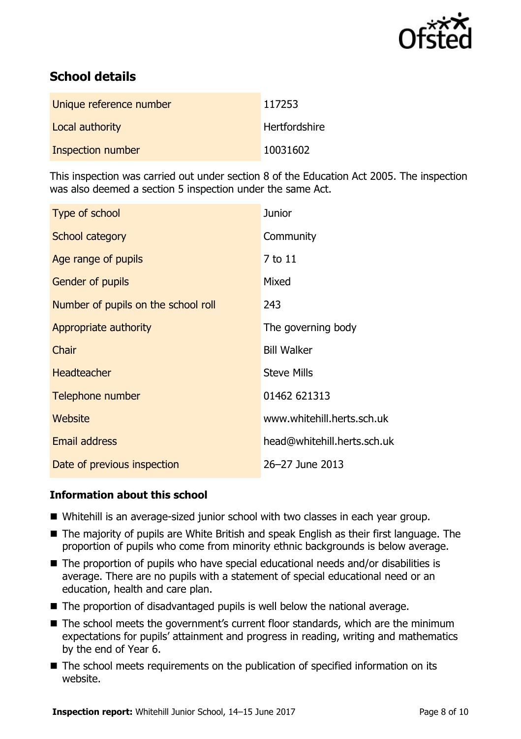## School details

| Unique reference number | 117253 |
| --- | --- |
| Local authority | Hertfordshire |
| Inspection number | 10031602 |

This inspection was carried out under section 8 of the Education Act 2005. The inspection was also deemed a section 5 inspection under the same Act.

| Type of school | Junior |
| --- | --- |
| School category | Community |
| Age range of pupils | 7 to 11 |
| Gender of pupils | Mixed |
| Number of pupils on the school roll | 243 |
| Appropriate authority | The governing body |
| Chair | Bill Walker |
| Headteacher | Steve Mills |
| Telephone number | 01462 621313 |
| Website | www.whitehill.herts.sch.uk |
| Email address | head@whitehill.herts.sch.uk |
| Date of previous inspection | 26–27 June 2013 |

### Information about this school

- Whitehill is an average-sized junior school with two classes in each year group.
- The majority of pupils are White British and speak English as their first language. The proportion of pupils who come from minority ethnic backgrounds is below average.
- The proportion of pupils who have special educational needs and/or disabilities is average. There are no pupils with a statement of special educational need or an education, health and care plan.
- The proportion of disadvantaged pupils is well below the national average.
- The school meets the government's current floor standards, which are the minimum expectations for pupils' attainment and progress in reading, writing and mathematics by the end of Year 6.
- The school meets requirements on the publication of specified information on its website.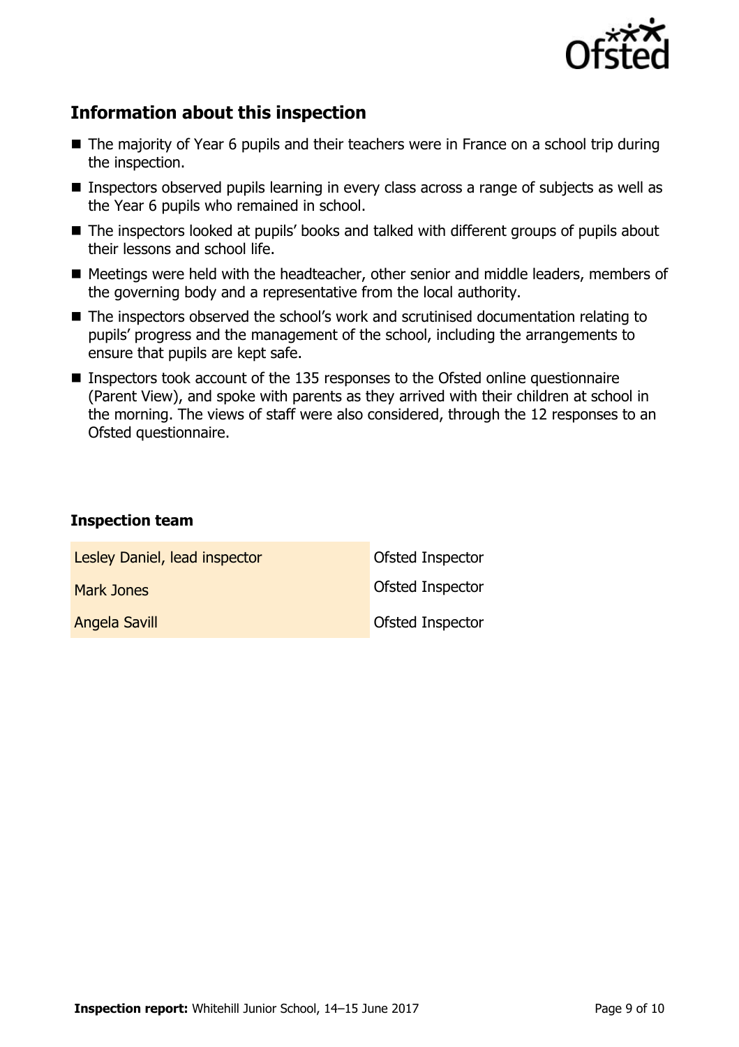## Information about this inspection

- The majority of Year 6 pupils and their teachers were in France on a school trip during the inspection.
- Inspectors observed pupils learning in every class across a range of subjects as well as the Year 6 pupils who remained in school.
- The inspectors looked at pupils' books and talked with different groups of pupils about their lessons and school life.
- Meetings were held with the headteacher, other senior and middle leaders, members of the governing body and a representative from the local authority.
- The inspectors observed the school's work and scrutinised documentation relating to pupils' progress and the management of the school, including the arrangements to ensure that pupils are kept safe.
- Inspectors took account of the 135 responses to the Ofsted online questionnaire (Parent View), and spoke with parents as they arrived with their children at school in the morning. The views of staff were also considered, through the 12 responses to an Ofsted questionnaire.

### Inspection team

| | |
|---|---|
| Lesley Daniel, lead inspector | Ofsted Inspector |
| Mark Jones | Ofsted Inspector |
| Angela Savill | Ofsted Inspector |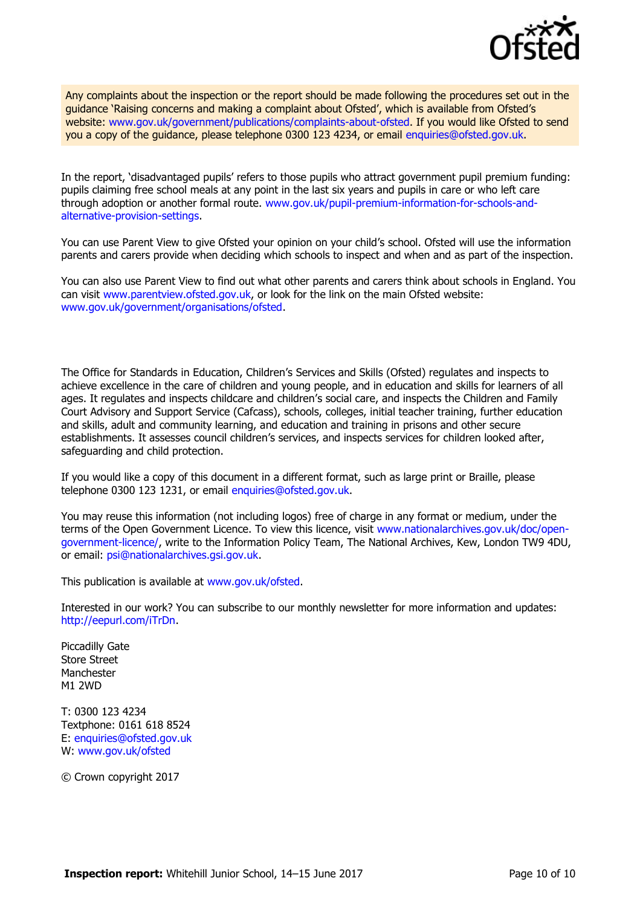Any complaints about the inspection or the report should be made following the procedures set out in the guidance 'Raising concerns and making a complaint about Ofsted', which is available from Ofsted's website: www.gov.uk/government/publications/complaints-about-ofsted. If you would like Ofsted to send you a copy of the guidance, please telephone 0300 123 4234, or email enquiries@ofsted.gov.uk.

In the report, 'disadvantaged pupils' refers to those pupils who attract government pupil premium funding: pupils claiming free school meals at any point in the last six years and pupils in care or who left care through adoption or another formal route. www.gov.uk/pupil-premium-information-for-schools-and-alternative-provision-settings.

You can use Parent View to give Ofsted your opinion on your child's school. Ofsted will use the information parents and carers provide when deciding which schools to inspect and when and as part of the inspection.

You can also use Parent View to find out what other parents and carers think about schools in England. You can visit www.parentview.ofsted.gov.uk, or look for the link on the main Ofsted website: www.gov.uk/government/organisations/ofsted.

The Office for Standards in Education, Children's Services and Skills (Ofsted) regulates and inspects to achieve excellence in the care of children and young people, and in education and skills for learners of all ages. It regulates and inspects childcare and children's social care, and inspects the Children and Family Court Advisory and Support Service (Cafcass), schools, colleges, initial teacher training, further education and skills, adult and community learning, and education and training in prisons and other secure establishments. It assesses council children's services, and inspects services for children looked after, safeguarding and child protection.

If you would like a copy of this document in a different format, such as large print or Braille, please telephone 0300 123 1231, or email enquiries@ofsted.gov.uk.

You may reuse this information (not including logos) free of charge in any format or medium, under the terms of the Open Government Licence. To view this licence, visit www.nationalarchives.gov.uk/doc/open-government-licence/, write to the Information Policy Team, The National Archives, Kew, London TW9 4DU, or email: psi@nationalarchives.gsi.gov.uk.

This publication is available at www.gov.uk/ofsted.

Interested in our work? You can subscribe to our monthly newsletter for more information and updates: http://eepurl.com/iTrDn.

Piccadilly Gate
Store Street
Manchester
M1 2WD

T: 0300 123 4234
Textphone: 0161 618 8524
E: enquiries@ofsted.gov.uk
W: www.gov.uk/ofsted

© Crown copyright 2017